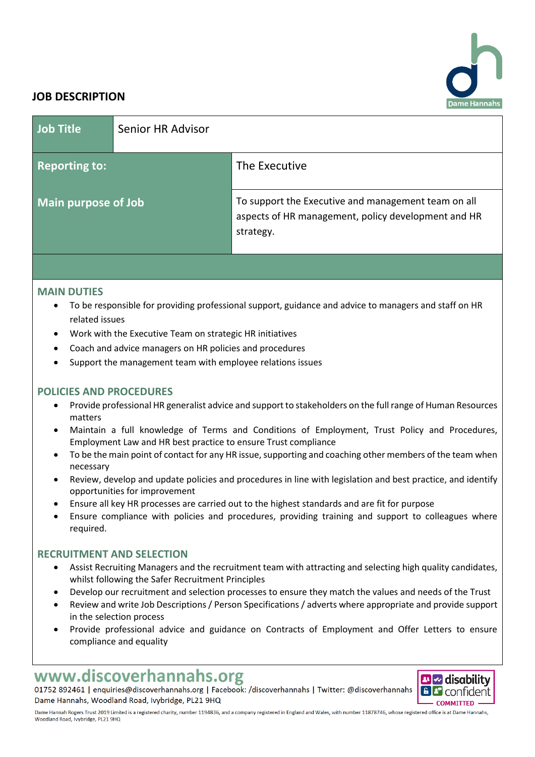# JOB DESCRIPTION

| Job Title | Senior HR Advisor |
|---|---|
| Reporting to: | The Executive |
| Main purpose of Job | To support the Executive and management team on all aspects of HR management, policy development and HR strategy. |

## MAIN DUTIES

- To be responsible for providing professional support, guidance and advice to managers and staff on HR related issues
- Work with the Executive Team on strategic HR initiatives
- Coach and advice managers on HR policies and procedures
- Support the management team with employee relations issues

## POLICIES AND PROCEDURES

- Provide professional HR generalist advice and support to stakeholders on the full range of Human Resources matters
- Maintain a full knowledge of Terms and Conditions of Employment, Trust Policy and Procedures, Employment Law and HR best practice to ensure Trust compliance
- To be the main point of contact for any HR issue, supporting and coaching other members of the team when necessary
- Review, develop and update policies and procedures in line with legislation and best practice, and identify opportunities for improvement
- Ensure all key HR processes are carried out to the highest standards and are fit for purpose
- Ensure compliance with policies and procedures, providing training and support to colleagues where required.

## RECRUITMENT AND SELECTION

- Assist Recruiting Managers and the recruitment team with attracting and selecting high quality candidates, whilst following the Safer Recruitment Principles
- Develop our recruitment and selection processes to ensure they match the values and needs of the Trust
- Review and write Job Descriptions / Person Specifications / adverts where appropriate and provide support in the selection process
- Provide professional advice and guidance on Contracts of Employment and Offer Letters to ensure compliance and equality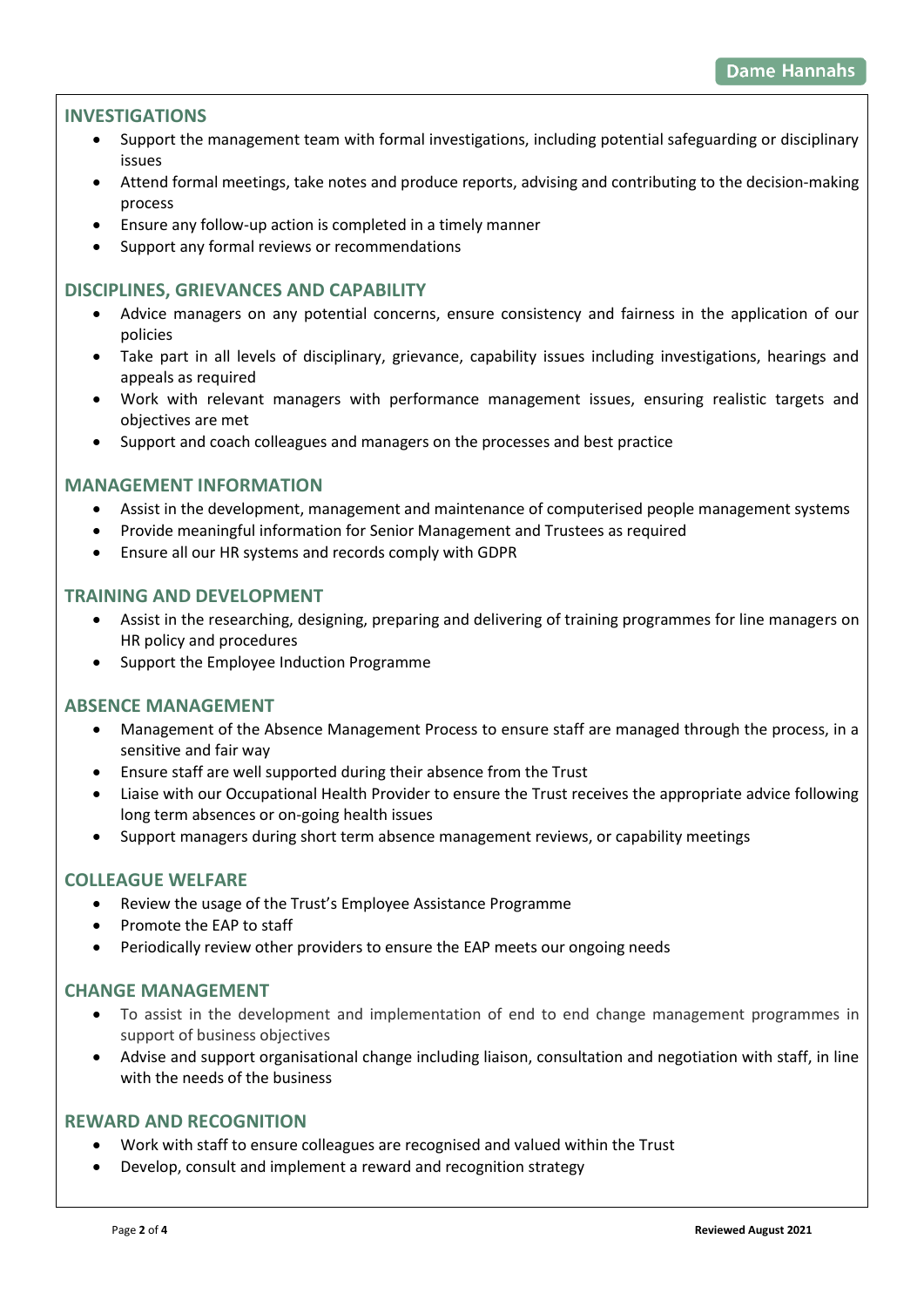## INVESTIGATIONS

- Support the management team with formal investigations, including potential safeguarding or disciplinary issues
- Attend formal meetings, take notes and produce reports, advising and contributing to the decision-making process
- Ensure any follow-up action is completed in a timely manner
- Support any formal reviews or recommendations

## DISCIPLINES, GRIEVANCES AND CAPABILITY

- Advice managers on any potential concerns, ensure consistency and fairness in the application of our policies
- Take part in all levels of disciplinary, grievance, capability issues including investigations, hearings and appeals as required
- Work with relevant managers with performance management issues, ensuring realistic targets and objectives are met
- Support and coach colleagues and managers on the processes and best practice

## MANAGEMENT INFORMATION

- Assist in the development, management and maintenance of computerised people management systems
- Provide meaningful information for Senior Management and Trustees as required
- Ensure all our HR systems and records comply with GDPR

## TRAINING AND DEVELOPMENT

- Assist in the researching, designing, preparing and delivering of training programmes for line managers on HR policy and procedures
- Support the Employee Induction Programme

## ABSENCE MANAGEMENT

- Management of the Absence Management Process to ensure staff are managed through the process, in a sensitive and fair way
- Ensure staff are well supported during their absence from the Trust
- Liaise with our Occupational Health Provider to ensure the Trust receives the appropriate advice following long term absences or on-going health issues
- Support managers during short term absence management reviews, or capability meetings

## COLLEAGUE WELFARE

- Review the usage of the Trust's Employee Assistance Programme
- Promote the EAP to staff
- Periodically review other providers to ensure the EAP meets our ongoing needs

## CHANGE MANAGEMENT

- To assist in the development and implementation of end to end change management programmes in support of business objectives
- Advise and support organisational change including liaison, consultation and negotiation with staff, in line with the needs of the business

## REWARD AND RECOGNITION

- Work with staff to ensure colleagues are recognised and valued within the Trust
- Develop, consult and implement a reward and recognition strategy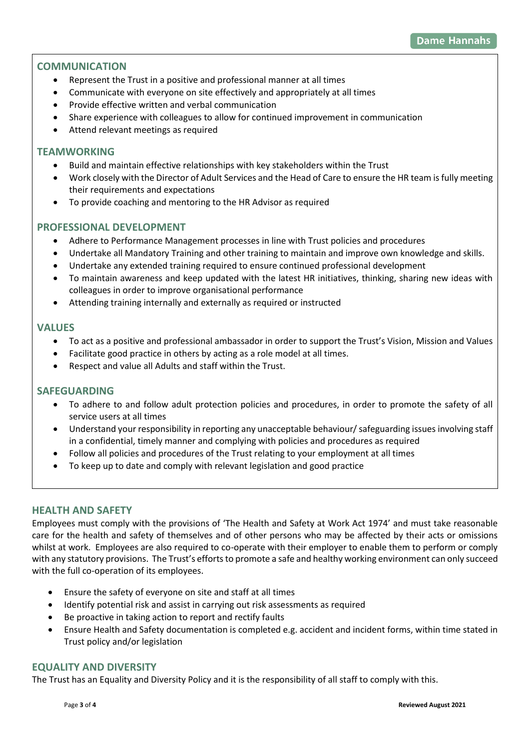## COMMUNICATION

- Represent the Trust in a positive and professional manner at all times
- Communicate with everyone on site effectively and appropriately at all times
- Provide effective written and verbal communication
- Share experience with colleagues to allow for continued improvement in communication
- Attend relevant meetings as required

## TEAMWORKING

- Build and maintain effective relationships with key stakeholders within the Trust
- Work closely with the Director of Adult Services and the Head of Care to ensure the HR team is fully meeting their requirements and expectations
- To provide coaching and mentoring to the HR Advisor as required

## PROFESSIONAL DEVELOPMENT

- Adhere to Performance Management processes in line with Trust policies and procedures
- Undertake all Mandatory Training and other training to maintain and improve own knowledge and skills.
- Undertake any extended training required to ensure continued professional development
- To maintain awareness and keep updated with the latest HR initiatives, thinking, sharing new ideas with colleagues in order to improve organisational performance
- Attending training internally and externally as required or instructed

## VALUES

- To act as a positive and professional ambassador in order to support the Trust's Vision, Mission and Values
- Facilitate good practice in others by acting as a role model at all times.
- Respect and value all Adults and staff within the Trust.

## SAFEGUARDING

- To adhere to and follow adult protection policies and procedures, in order to promote the safety of all service users at all times
- Understand your responsibility in reporting any unacceptable behaviour/ safeguarding issues involving staff in a confidential, timely manner and complying with policies and procedures as required
- Follow all policies and procedures of the Trust relating to your employment at all times
- To keep up to date and comply with relevant legislation and good practice

## HEALTH AND SAFETY

Employees must comply with the provisions of 'The Health and Safety at Work Act 1974' and must take reasonable care for the health and safety of themselves and of other persons who may be affected by their acts or omissions whilst at work. Employees are also required to co-operate with their employer to enable them to perform or comply with any statutory provisions. The Trust's efforts to promote a safe and healthy working environment can only succeed with the full co-operation of its employees.

- Ensure the safety of everyone on site and staff at all times
- Identify potential risk and assist in carrying out risk assessments as required
- Be proactive in taking action to report and rectify faults
- Ensure Health and Safety documentation is completed e.g. accident and incident forms, within time stated in Trust policy and/or legislation

## EQUALITY AND DIVERSITY

The Trust has an Equality and Diversity Policy and it is the responsibility of all staff to comply with this.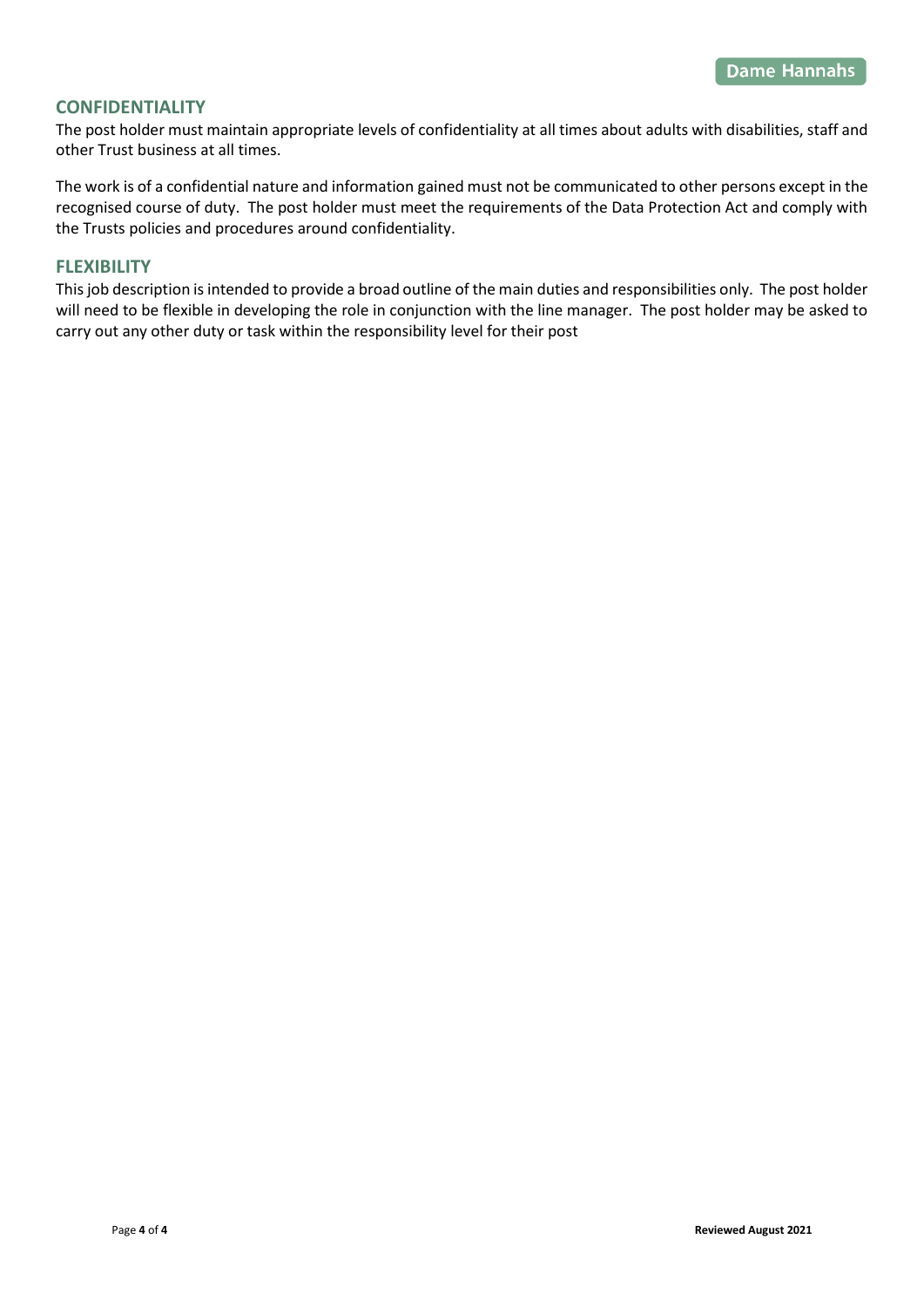## CONFIDENTIALITY

The post holder must maintain appropriate levels of confidentiality at all times about adults with disabilities, staff and other Trust business at all times.

The work is of a confidential nature and information gained must not be communicated to other persons except in the recognised course of duty. The post holder must meet the requirements of the Data Protection Act and comply with the Trusts policies and procedures around confidentiality.

## FLEXIBILITY

This job description is intended to provide a broad outline of the main duties and responsibilities only. The post holder will need to be flexible in developing the role in conjunction with the line manager. The post holder may be asked to carry out any other duty or task within the responsibility level for their post